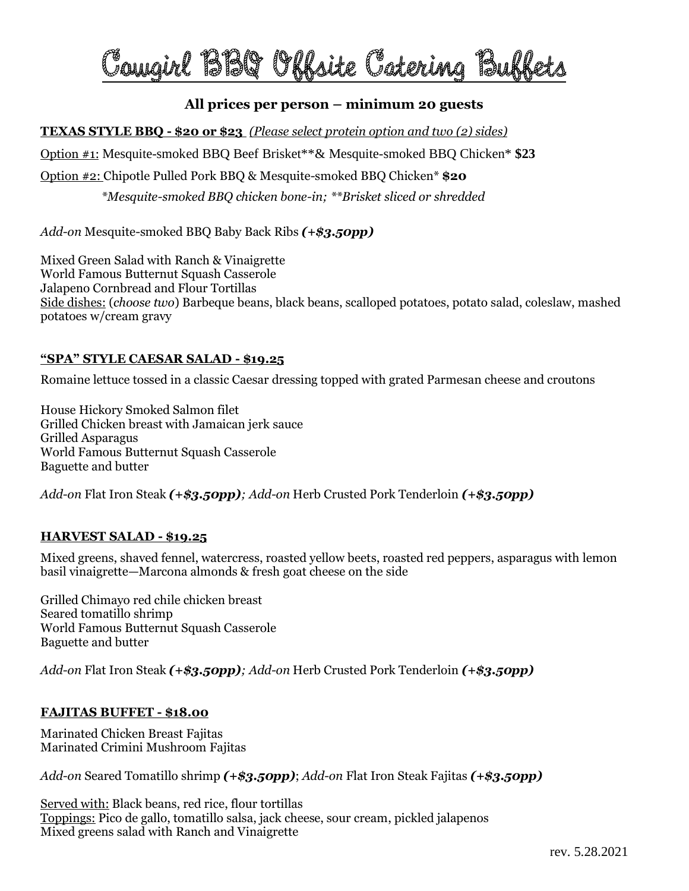# Cowgirl BBQ Offsite Catering Buffets

**All prices per person – minimum 20 guests**

**TEXAS STYLE BBQ - $20 or $23** *(Please select protein option and two (2) sides)*

Option #1: Mesquite-smoked BBQ Beef Brisket**& Mesquite-smoked BBQ Chicken* **$23**

Option #2: Chipotle Pulled Pork BBQ & Mesquite-smoked BBQ Chicken* **$20**

*\*Mesquite-smoked BBQ chicken bone-in; \*\*Brisket sliced or shredded*

*Add-on* Mesquite-smoked BBQ Baby Back Ribs ***(+$3.50pp)***

Mixed Green Salad with Ranch & Vinaigrette
World Famous Butternut Squash Casserole
Jalapeno Cornbread and Flour Tortillas
Side dishes: (*choose two*) Barbeque beans, black beans, scalloped potatoes, potato salad, coleslaw, mashed potatoes w/cream gravy

**"SPA" STYLE CAESAR SALAD - $19.25**

Romaine lettuce tossed in a classic Caesar dressing topped with grated Parmesan cheese and croutons

House Hickory Smoked Salmon filet
Grilled Chicken breast with Jamaican jerk sauce
Grilled Asparagus
World Famous Butternut Squash Casserole
Baguette and butter

*Add-on* Flat Iron Steak ***(+$3.50pp)***; *Add-on* Herb Crusted Pork Tenderloin ***(+$3.50pp)***

**HARVEST SALAD - $19.25**

Mixed greens, shaved fennel, watercress, roasted yellow beets, roasted red peppers, asparagus with lemon basil vinaigrette—Marcona almonds & fresh goat cheese on the side

Grilled Chimayo red chile chicken breast
Seared tomatillo shrimp
World Famous Butternut Squash Casserole
Baguette and butter

*Add-on* Flat Iron Steak ***(+$3.50pp)***; *Add-on* Herb Crusted Pork Tenderloin ***(+$3.50pp)***

**FAJITAS BUFFET - $18.00**

Marinated Chicken Breast Fajitas
Marinated Crimini Mushroom Fajitas

*Add-on* Seared Tomatillo shrimp ***(+$3.50pp)***; *Add-on* Flat Iron Steak Fajitas ***(+$3.50pp)***

Served with: Black beans, red rice, flour tortillas
Toppings: Pico de gallo, tomatillo salsa, jack cheese, sour cream, pickled jalapenos
Mixed greens salad with Ranch and Vinaigrette

rev. 5.28.2021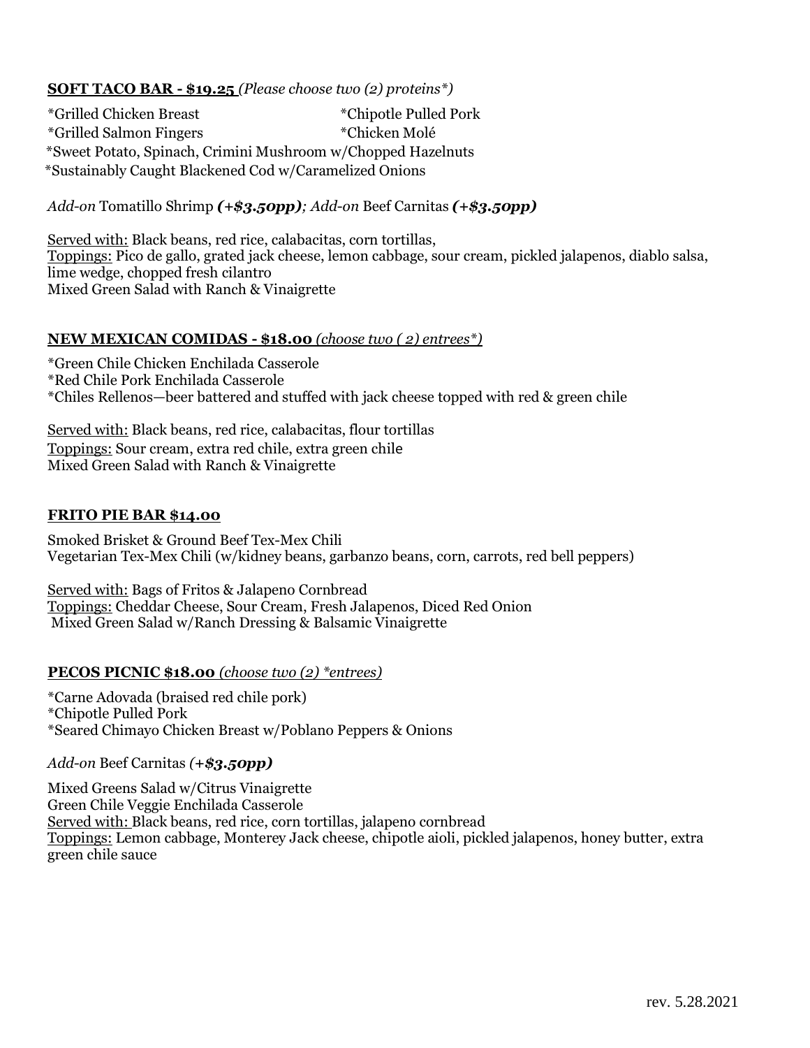**SOFT TACO BAR - $19.25** *(Please choose two (2) proteins*)*

*Grilled Chicken Breast
*Chipotle Pulled Pork
*Grilled Salmon Fingers
*Chicken Molé
*Sweet Potato, Spinach, Crimini Mushroom w/Chopped Hazelnuts
*Sustainably Caught Blackened Cod w/Caramelized Onions

*Add-on* Tomatillo Shrimp ***(+$3.50pp)****; Add-on* Beef Carnitas ***(+$3.50pp)***

Served with: Black beans, red rice, calabacitas, corn tortillas,
Toppings: Pico de gallo, grated jack cheese, lemon cabbage, sour cream, pickled jalapenos, diablo salsa, lime wedge, chopped fresh cilantro
Mixed Green Salad with Ranch & Vinaigrette

**NEW MEXICAN COMIDAS - $18.00** *(choose two ( 2) entrees*)*

*Green Chile Chicken Enchilada Casserole
*Red Chile Pork Enchilada Casserole
*Chiles Rellenos—beer battered and stuffed with jack cheese topped with red & green chile

Served with: Black beans, red rice, calabacitas, flour tortillas
Toppings: Sour cream, extra red chile, extra green chile
Mixed Green Salad with Ranch & Vinaigrette

**FRITO PIE BAR $14.00**

Smoked Brisket & Ground Beef Tex-Mex Chili
Vegetarian Tex-Mex Chili (w/kidney beans, garbanzo beans, corn, carrots, red bell peppers)

Served with: Bags of Fritos & Jalapeno Cornbread
Toppings: Cheddar Cheese, Sour Cream, Fresh Jalapenos, Diced Red Onion
Mixed Green Salad w/Ranch Dressing & Balsamic Vinaigrette

**PECOS PICNIC $18.00** *(choose two (2) *entrees)*

*Carne Adovada (braised red chile pork)
*Chipotle Pulled Pork
*Seared Chimayo Chicken Breast w/Poblano Peppers & Onions

*Add-on* Beef Carnitas *(+**$3.50pp)***

Mixed Greens Salad w/Citrus Vinaigrette
Green Chile Veggie Enchilada Casserole
Served with: Black beans, red rice, corn tortillas, jalapeno cornbread
Toppings: Lemon cabbage, Monterey Jack cheese, chipotle aioli, pickled jalapenos, honey butter, extra green chile sauce

rev. 5.28.2021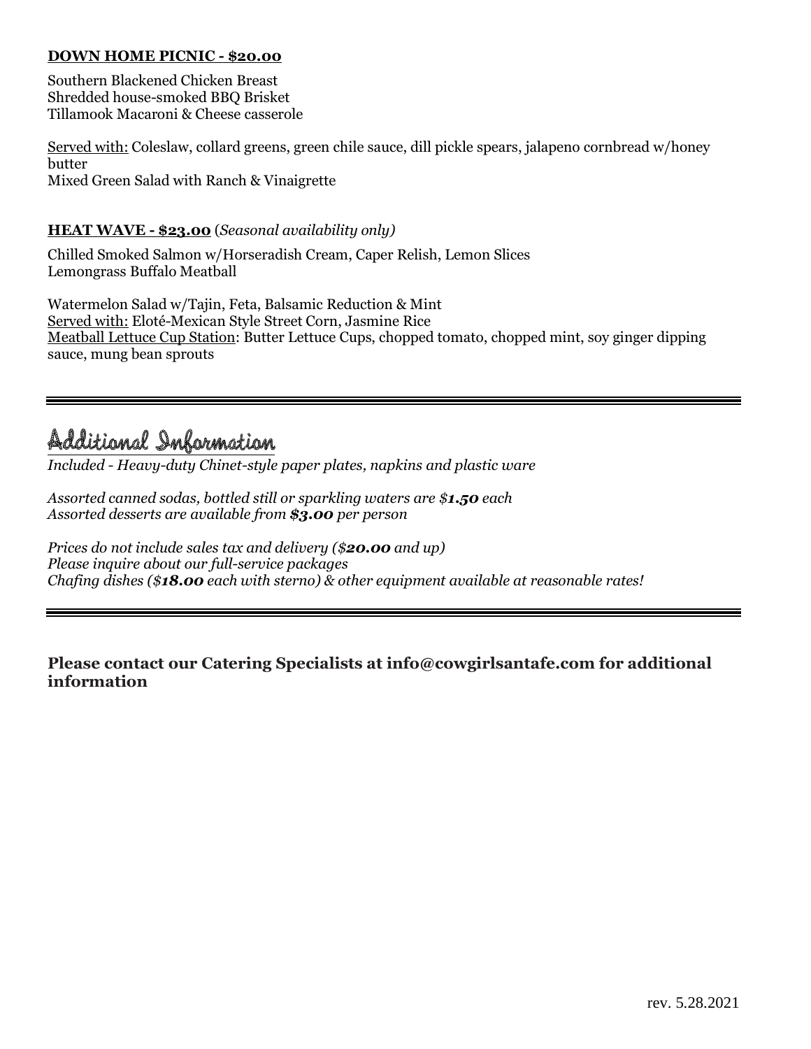**<u>DOWN HOME PICNIC - $20.00</u>**

Southern Blackened Chicken Breast
Shredded house-smoked BBQ Brisket
Tillamook Macaroni & Cheese casserole

<u>Served with:</u> Coleslaw, collard greens, green chile sauce, dill pickle spears, jalapeno cornbread w/honey butter
Mixed Green Salad with Ranch & Vinaigrette

**<u>HEAT WAVE - $23.00</u>** (*Seasonal availability only)*

Chilled Smoked Salmon w/Horseradish Cream, Caper Relish, Lemon Slices
Lemongrass Buffalo Meatball

Watermelon Salad w/Tajin, Feta, Balsamic Reduction & Mint
<u>Served with:</u> Eloté-Mexican Style Street Corn, Jasmine Rice
<u>Meatball Lettuce Cup Station</u>: Butter Lettuce Cups, chopped tomato, chopped mint, soy ginger dipping sauce, mung bean sprouts

---

## Additional Information

*Included - Heavy-duty Chinet-style paper plates, napkins and plastic ware*

*Assorted canned sodas, bottled still or sparkling waters are $**1.50** each*
*Assorted desserts are available from **$3.00** per person*

*Prices do not include sales tax and delivery ($**20.00** and up)*
*Please inquire about our full-service packages*
*Chafing dishes ($**18.00** each with sterno) & other equipment available at reasonable rates!*

---

**Please contact our Catering Specialists at info@cowgirlsantafe.com for additional information**

rev. 5.28.2021